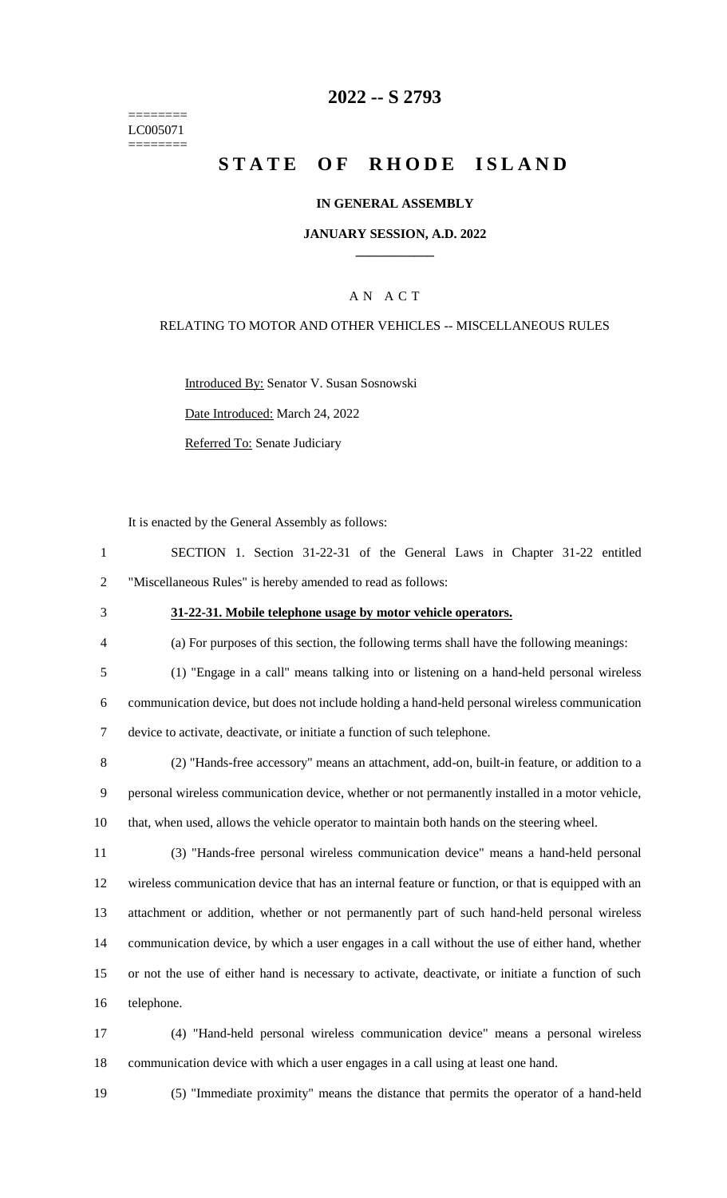========
LC005071
========

# 2022 -- S 2793

# STATE OF RHODE ISLAND

**IN GENERAL ASSEMBLY**

**JANUARY SESSION, A.D. 2022**

A N A C T

RELATING TO MOTOR AND OTHER VEHICLES -- MISCELLANEOUS RULES

Introduced By: Senator V. Susan Sosnowski

Date Introduced: March 24, 2022

Referred To: Senate Judiciary

It is enacted by the General Assembly as follows:

1 SECTION 1. Section 31-22-31 of the General Laws in Chapter 31-22 entitled
2 "Miscellaneous Rules" is hereby amended to read as follows:

3 **31-22-31. Mobile telephone usage by motor vehicle operators.**

4 (a) For purposes of this section, the following terms shall have the following meanings:

5 (1) "Engage in a call" means talking into or listening on a hand-held personal wireless
6 communication device, but does not include holding a hand-held personal wireless communication
7 device to activate, deactivate, or initiate a function of such telephone.

8 (2) "Hands-free accessory" means an attachment, add-on, built-in feature, or addition to a
9 personal wireless communication device, whether or not permanently installed in a motor vehicle,
10 that, when used, allows the vehicle operator to maintain both hands on the steering wheel.

11 (3) "Hands-free personal wireless communication device" means a hand-held personal
12 wireless communication device that has an internal feature or function, or that is equipped with an
13 attachment or addition, whether or not permanently part of such hand-held personal wireless
14 communication device, by which a user engages in a call without the use of either hand, whether
15 or not the use of either hand is necessary to activate, deactivate, or initiate a function of such
16 telephone.

17 (4) "Hand-held personal wireless communication device" means a personal wireless
18 communication device with which a user engages in a call using at least one hand.

19 (5) "Immediate proximity" means the distance that permits the operator of a hand-held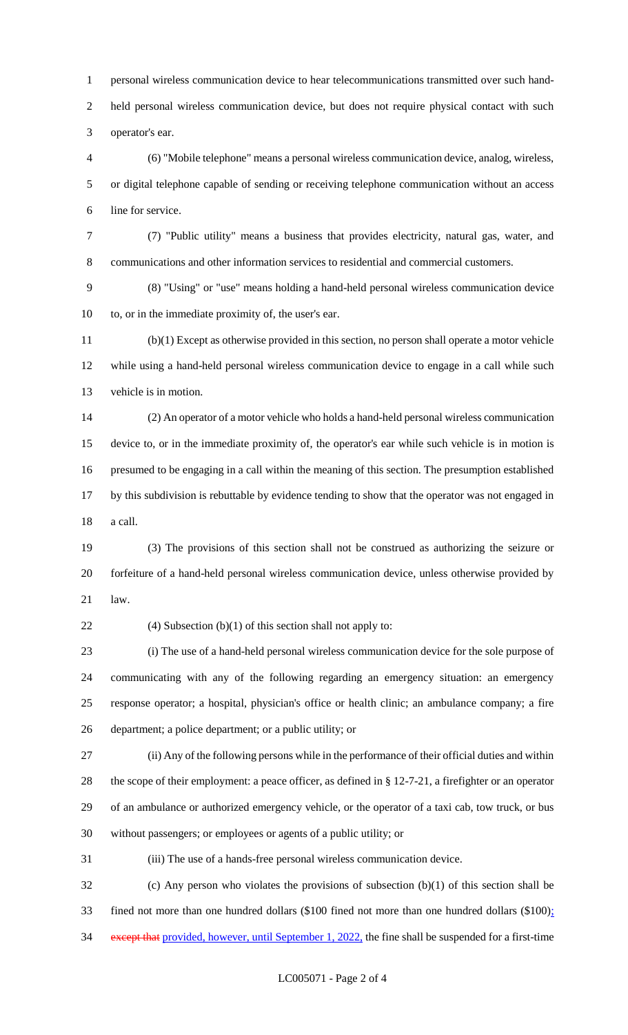personal wireless communication device to hear telecommunications transmitted over such hand-held personal wireless communication device, but does not require physical contact with such operator's ear.

(6) "Mobile telephone" means a personal wireless communication device, analog, wireless, or digital telephone capable of sending or receiving telephone communication without an access line for service.

(7) "Public utility" means a business that provides electricity, natural gas, water, and communications and other information services to residential and commercial customers.

(8) "Using" or "use" means holding a hand-held personal wireless communication device to, or in the immediate proximity of, the user's ear.

(b)(1) Except as otherwise provided in this section, no person shall operate a motor vehicle while using a hand-held personal wireless communication device to engage in a call while such vehicle is in motion.

(2) An operator of a motor vehicle who holds a hand-held personal wireless communication device to, or in the immediate proximity of, the operator's ear while such vehicle is in motion is presumed to be engaging in a call within the meaning of this section. The presumption established by this subdivision is rebuttable by evidence tending to show that the operator was not engaged in a call.

(3) The provisions of this section shall not be construed as authorizing the seizure or forfeiture of a hand-held personal wireless communication device, unless otherwise provided by law.

(4) Subsection (b)(1) of this section shall not apply to:

(i) The use of a hand-held personal wireless communication device for the sole purpose of communicating with any of the following regarding an emergency situation: an emergency response operator; a hospital, physician's office or health clinic; an ambulance company; a fire department; a police department; or a public utility; or

(ii) Any of the following persons while in the performance of their official duties and within the scope of their employment: a peace officer, as defined in § 12-7-21, a firefighter or an operator of an ambulance or authorized emergency vehicle, or the operator of a taxi cab, tow truck, or bus without passengers; or employees or agents of a public utility; or

(iii) The use of a hands-free personal wireless communication device.

(c) Any person who violates the provisions of subsection (b)(1) of this section shall be fined not more than one hundred dollars ($100 fined not more than one hundred dollars ($100); ~~except that~~ provided, however, until September 1, 2022, the fine shall be suspended for a first-time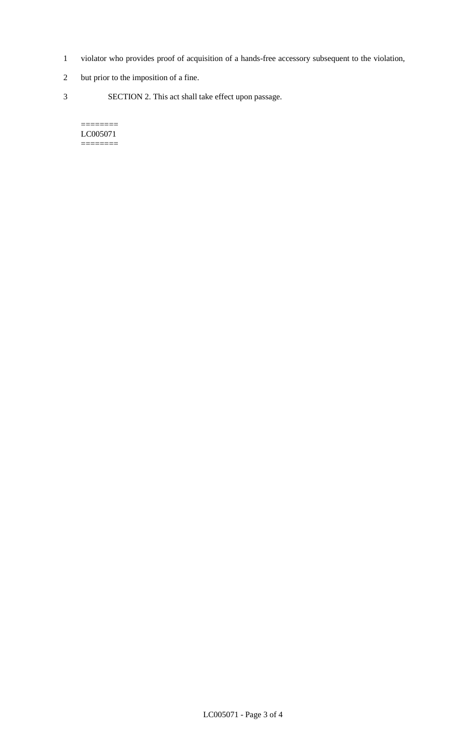violator who provides proof of acquisition of a hands-free accessory subsequent to the violation, but prior to the imposition of a fine.

SECTION 2. This act shall take effect upon passage.

========
LC005071
========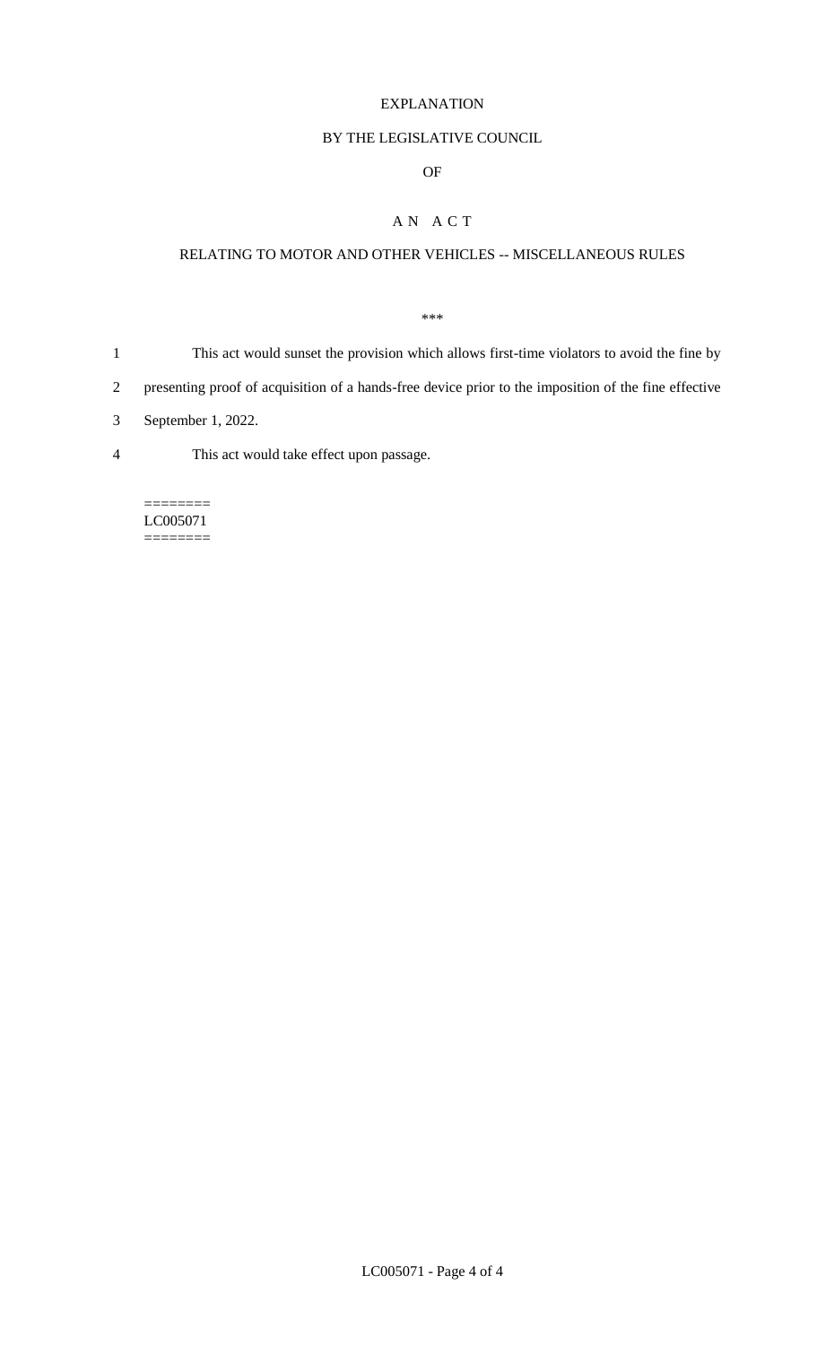EXPLANATION

BY THE LEGISLATIVE COUNCIL

OF

A N A C T

RELATING TO MOTOR AND OTHER VEHICLES -- MISCELLANEOUS RULES

\*\*\*

1 This act would sunset the provision which allows first-time violators to avoid the fine by
2 presenting proof of acquisition of a hands-free device prior to the imposition of the fine effective
3 September 1, 2022.
4 This act would take effect upon passage.

========
LC005071
========